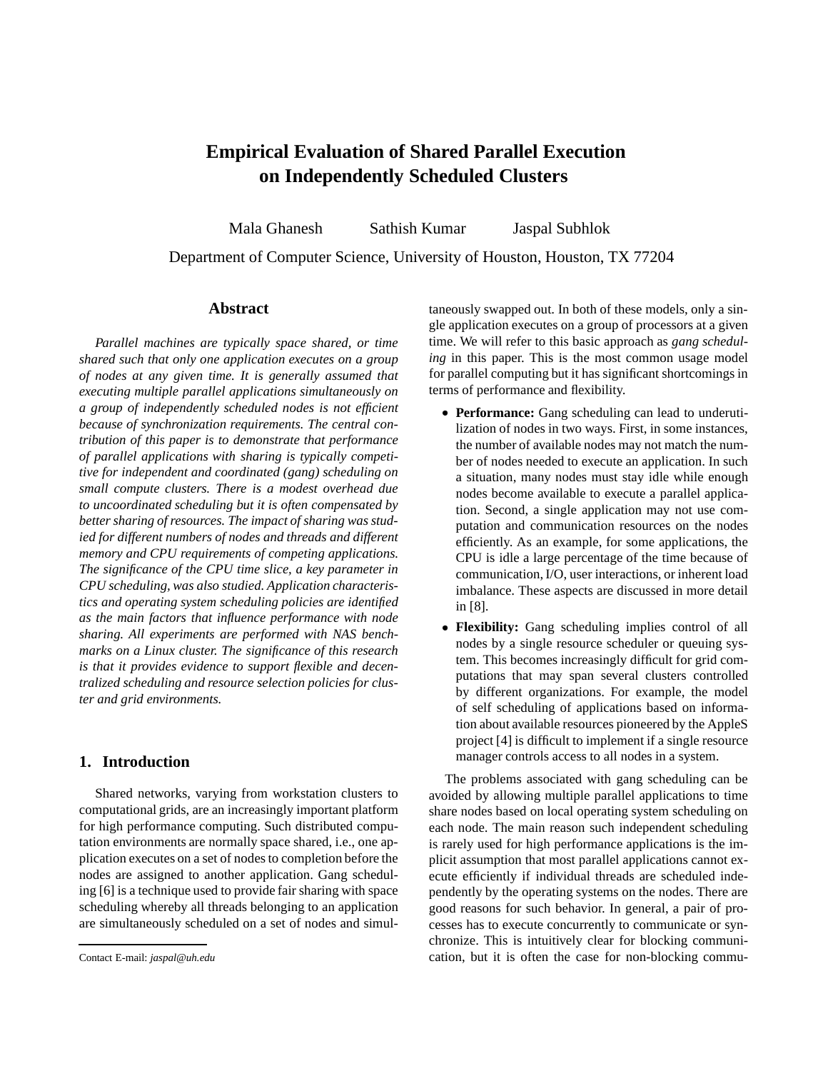# Empirical Evaluation of Shared Parallel Execution on Independently Scheduled Clusters

Mala Ghanesh Sathish Kumar Jaspal Subhlok

Department of Computer Science, University of Houston, Houston, TX 77204

## Abstract

*Parallel machines are typically space shared, or time shared such that only one application executes on a group of nodes at any given time. It is generally assumed that executing multiple parallel applications simultaneously on a group of independently scheduled nodes is not efficient because of synchronization requirements. The central contribution of this paper is to demonstrate that performance of parallel applications with sharing is typically competitive for independent and coordinated (gang) scheduling on small compute clusters. There is a modest overhead due to uncoordinated scheduling but it is often compensated by better sharing of resources. The impact of sharing was studied for different numbers of nodes and threads and different memory and CPU requirements of competing applications. The significance of the CPU time slice, a key parameter in CPU scheduling, was also studied. Application characteristics and operating system scheduling policies are identified as the main factors that influence performance with node sharing. All experiments are performed with NAS benchmarks on a Linux cluster. The significance of this research is that it provides evidence to support flexible and decentralized scheduling and resource selection policies for cluster and grid environments.*

## 1. Introduction

Shared networks, varying from workstation clusters to computational grids, are an increasingly important platform for high performance computing. Such distributed computation environments are normally space shared, i.e., one application executes on a set of nodes to completion before the nodes are assigned to another application. Gang scheduling [6] is a technique used to provide fair sharing with space scheduling whereby all threads belonging to an application are simultaneously scheduled on a set of nodes and simultaneously swapped out. In both of these models, only a single application executes on a group of processors at a given time. We will refer to this basic approach as *gang scheduling* in this paper. This is the most common usage model for parallel computing but it has significant shortcomings in terms of performance and flexibility.

- **Performance:** Gang scheduling can lead to underutilization of nodes in two ways. First, in some instances, the number of available nodes may not match the number of nodes needed to execute an application. In such a situation, many nodes must stay idle while enough nodes become available to execute a parallel application. Second, a single application may not use computation and communication resources on the nodes efficiently. As an example, for some applications, the CPU is idle a large percentage of the time because of communication, I/O, user interactions, or inherent load imbalance. These aspects are discussed in more detail in [8].
- **Flexibility:** Gang scheduling implies control of all nodes by a single resource scheduler or queuing system. This becomes increasingly difficult for grid computations that may span several clusters controlled by different organizations. For example, the model of self scheduling of applications based on information about available resources pioneered by the AppleS project [4] is difficult to implement if a single resource manager controls access to all nodes in a system.

The problems associated with gang scheduling can be avoided by allowing multiple parallel applications to time share nodes based on local operating system scheduling on each node. The main reason such independent scheduling is rarely used for high performance applications is the implicit assumption that most parallel applications cannot execute efficiently if individual threads are scheduled independently by the operating systems on the nodes. There are good reasons for such behavior. In general, a pair of processes has to execute concurrently to communicate or synchronize. This is intuitively clear for blocking communication, but it is often the case for non-blocking commu-

Contact E-mail: *jaspal@uh.edu*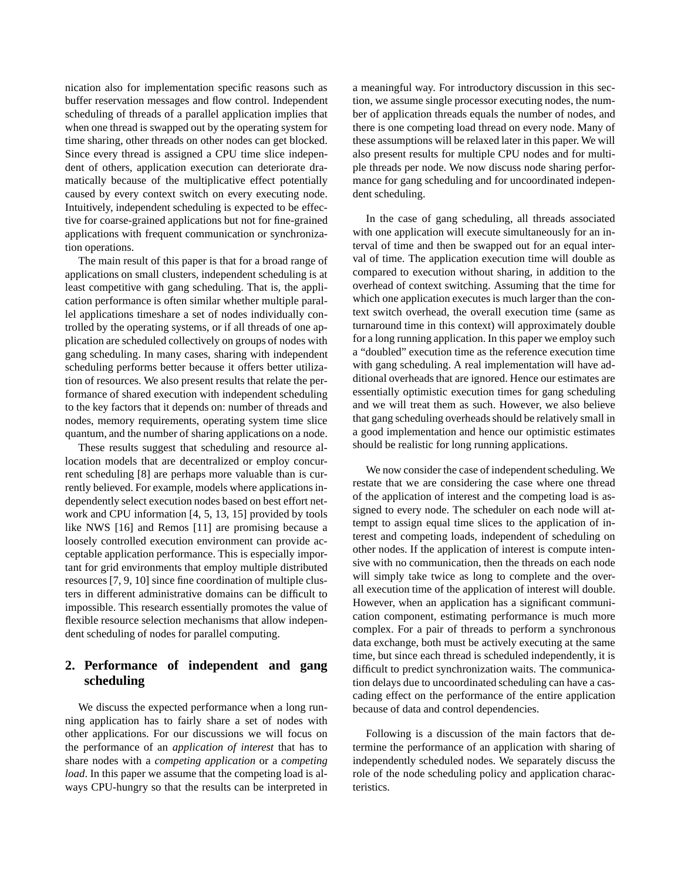nication also for implementation specific reasons such as buffer reservation messages and flow control. Independent scheduling of threads of a parallel application implies that when one thread is swapped out by the operating system for time sharing, other threads on other nodes can get blocked. Since every thread is assigned a CPU time slice independent of others, application execution can deteriorate dramatically because of the multiplicative effect potentially caused by every context switch on every executing node. Intuitively, independent scheduling is expected to be effective for coarse-grained applications but not for fine-grained applications with frequent communication or synchronization operations.

The main result of this paper is that for a broad range of applications on small clusters, independent scheduling is at least competitive with gang scheduling. That is, the application performance is often similar whether multiple parallel applications timeshare a set of nodes individually controlled by the operating systems, or if all threads of one application are scheduled collectively on groups of nodes with gang scheduling. In many cases, sharing with independent scheduling performs better because it offers better utilization of resources. We also present results that relate the performance of shared execution with independent scheduling to the key factors that it depends on: number of threads and nodes, memory requirements, operating system time slice quantum, and the number of sharing applications on a node.

These results suggest that scheduling and resource allocation models that are decentralized or employ concurrent scheduling [8] are perhaps more valuable than is currently believed. For example, models where applications independently select execution nodes based on best effort network and CPU information [4, 5, 13, 15] provided by tools like NWS [16] and Remos [11] are promising because a loosely controlled execution environment can provide acceptable application performance. This is especially important for grid environments that employ multiple distributed resources [7, 9, 10] since fine coordination of multiple clusters in different administrative domains can be difficult to impossible. This research essentially promotes the value of flexible resource selection mechanisms that allow independent scheduling of nodes for parallel computing.

## 2. Performance of independent and gang scheduling

We discuss the expected performance when a long running application has to fairly share a set of nodes with other applications. For our discussions we will focus on the performance of an *application of interest* that has to share nodes with a *competing application* or a *competing load*. In this paper we assume that the competing load is always CPU-hungry so that the results can be interpreted in a meaningful way. For introductory discussion in this section, we assume single processor executing nodes, the number of application threads equals the number of nodes, and there is one competing load thread on every node. Many of these assumptions will be relaxed later in this paper. We will also present results for multiple CPU nodes and for multiple threads per node. We now discuss node sharing performance for gang scheduling and for uncoordinated independent scheduling.

In the case of gang scheduling, all threads associated with one application will execute simultaneously for an interval of time and then be swapped out for an equal interval of time. The application execution time will double as compared to execution without sharing, in addition to the overhead of context switching. Assuming that the time for which one application executes is much larger than the context switch overhead, the overall execution time (same as turnaround time in this context) will approximately double for a long running application. In this paper we employ such a "doubled" execution time as the reference execution time with gang scheduling. A real implementation will have additional overheads that are ignored. Hence our estimates are essentially optimistic execution times for gang scheduling and we will treat them as such. However, we also believe that gang scheduling overheads should be relatively small in a good implementation and hence our optimistic estimates should be realistic for long running applications.

We now consider the case of independent scheduling. We restate that we are considering the case where one thread of the application of interest and the competing load is assigned to every node. The scheduler on each node will attempt to assign equal time slices to the application of interest and competing loads, independent of scheduling on other nodes. If the application of interest is compute intensive with no communication, then the threads on each node will simply take twice as long to complete and the overall execution time of the application of interest will double. However, when an application has a significant communication component, estimating performance is much more complex. For a pair of threads to perform a synchronous data exchange, both must be actively executing at the same time, but since each thread is scheduled independently, it is difficult to predict synchronization waits. The communication delays due to uncoordinated scheduling can have a cascading effect on the performance of the entire application because of data and control dependencies.

Following is a discussion of the main factors that determine the performance of an application with sharing of independently scheduled nodes. We separately discuss the role of the node scheduling policy and application characteristics.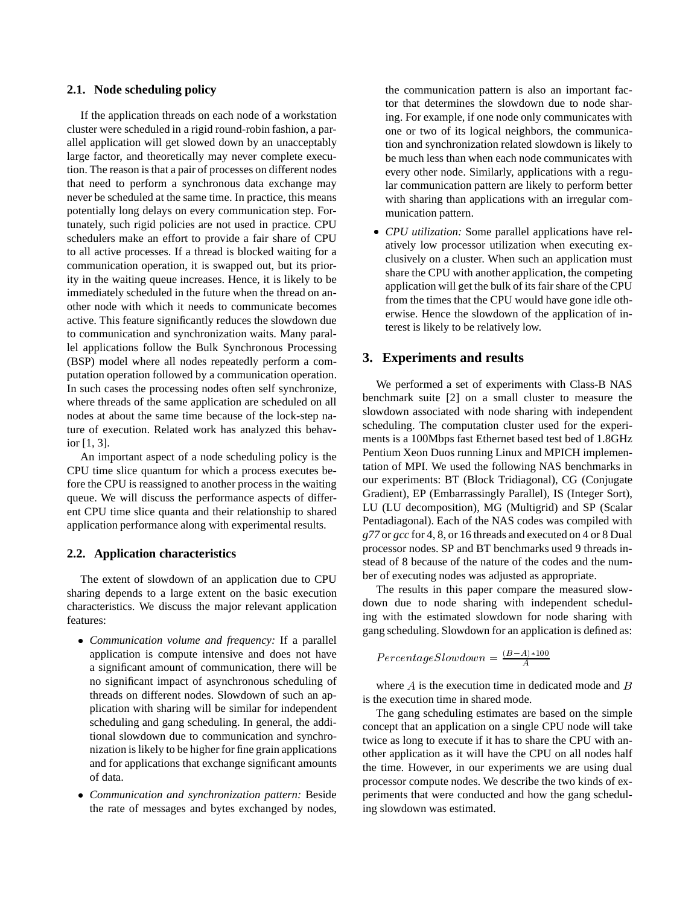### 2.1. Node scheduling policy

If the application threads on each node of a workstation cluster were scheduled in a rigid round-robin fashion, a parallel application will get slowed down by an unacceptably large factor, and theoretically may never complete execution. The reason is that a pair of processes on different nodes that need to perform a synchronous data exchange may never be scheduled at the same time. In practice, this means potentially long delays on every communication step. Fortunately, such rigid policies are not used in practice. CPU schedulers make an effort to provide a fair share of CPU to all active processes. If a thread is blocked waiting for a communication operation, it is swapped out, but its priority in the waiting queue increases. Hence, it is likely to be immediately scheduled in the future when the thread on another node with which it needs to communicate becomes active. This feature significantly reduces the slowdown due to communication and synchronization waits. Many parallel applications follow the Bulk Synchronous Processing (BSP) model where all nodes repeatedly perform a computation operation followed by a communication operation. In such cases the processing nodes often self synchronize, where threads of the same application are scheduled on all nodes at about the same time because of the lock-step nature of execution. Related work has analyzed this behavior [1, 3].

An important aspect of a node scheduling policy is the CPU time slice quantum for which a process executes before the CPU is reassigned to another process in the waiting queue. We will discuss the performance aspects of different CPU time slice quanta and their relationship to shared application performance along with experimental results.

### 2.2. Application characteristics

The extent of slowdown of an application due to CPU sharing depends to a large extent on the basic execution characteristics. We discuss the major relevant application features:

- *Communication volume and frequency:* If a parallel application is compute intensive and does not have a significant amount of communication, there will be no significant impact of asynchronous scheduling of threads on different nodes. Slowdown of such an application with sharing will be similar for independent scheduling and gang scheduling. In general, the additional slowdown due to communication and synchronization is likely to be higher for fine grain applications and for applications that exchange significant amounts of data.
- *Communication and synchronization pattern:* Beside the rate of messages and bytes exchanged by nodes, the communication pattern is also an important factor that determines the slowdown due to node sharing. For example, if one node only communicates with one or two of its logical neighbors, the communication and synchronization related slowdown is likely to be much less than when each node communicates with every other node. Similarly, applications with a regular communication pattern are likely to perform better with sharing than applications with an irregular communication pattern.
- *CPU utilization:* Some parallel applications have relatively low processor utilization when executing exclusively on a cluster. When such an application must share the CPU with another application, the competing application will get the bulk of its fair share of the CPU from the times that the CPU would have gone idle otherwise. Hence the slowdown of the application of interest is likely to be relatively low.

## 3. Experiments and results

We performed a set of experiments with Class-B NAS benchmark suite [2] on a small cluster to measure the slowdown associated with node sharing with independent scheduling. The computation cluster used for the experiments is a 100Mbps fast Ethernet based test bed of 1.8GHz Pentium Xeon Duos running Linux and MPICH implementation of MPI. We used the following NAS benchmarks in our experiments: BT (Block Tridiagonal), CG (Conjugate Gradient), EP (Embarrassingly Parallel), IS (Integer Sort), LU (LU decomposition), MG (Multigrid) and SP (Scalar Pentadiagonal). Each of the NAS codes was compiled with *g77* or *gcc* for 4, 8, or 16 threads and executed on 4 or 8 Dual processor nodes. SP and BT benchmarks used 9 threads instead of 8 because of the nature of the codes and the number of executing nodes was adjusted as appropriate.

The results in this paper compare the measured slowdown due to node sharing with independent scheduling with the estimated slowdown for node sharing with gang scheduling. Slowdown for an application is defined as:

$$PercentageSlowdown = \frac{(B-A)*100}{A}$$

where $A$ is the execution time in dedicated mode and $B$ is the execution time in shared mode.

The gang scheduling estimates are based on the simple concept that an application on a single CPU node will take twice as long to execute if it has to share the CPU with another application as it will have the CPU on all nodes half the time. However, in our experiments we are using dual processor compute nodes. We describe the two kinds of experiments that were conducted and how the gang scheduling slowdown was estimated.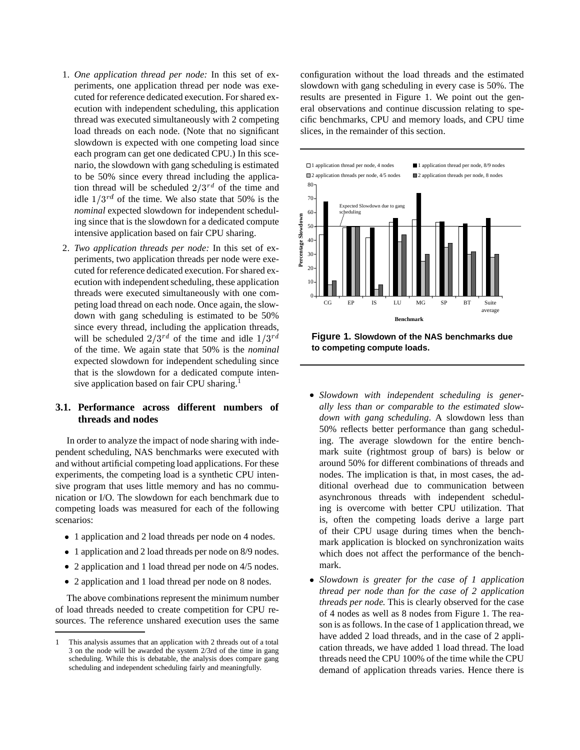1. *One application thread per node:* In this set of experiments, one application thread per node was executed for reference dedicated execution. For shared execution with independent scheduling, this application thread was executed simultaneously with 2 competing load threads on each node. (Note that no significant slowdown is expected with one competing load since each program can get one dedicated CPU.) In this scenario, the slowdown with gang scheduling is estimated to be 50% since every thread including the application thread will be scheduled $2/3^{rd}$ of the time and idle $1/3^{rd}$ of the time. We also state that 50% is the *nominal* expected slowdown for independent scheduling since that is the slowdown for a dedicated compute intensive application based on fair CPU sharing.

2. *Two application threads per node:* In this set of experiments, two application threads per node were executed for reference dedicated execution. For shared execution with independent scheduling, these application threads were executed simultaneously with one competing load thread on each node. Once again, the slowdown with gang scheduling is estimated to be 50% since every thread, including the application threads, will be scheduled $2/3^{rd}$ of the time and idle $1/3^{rd}$ of the time. We again state that 50% is the *nominal* expected slowdown for independent scheduling since that is the slowdown for a dedicated compute intensive application based on fair CPU sharing.[1]

## 3.1. Performance across different numbers of threads and nodes

In order to analyze the impact of node sharing with independent scheduling, NAS benchmarks were executed with and without artificial competing load applications. For these experiments, the competing load is a synthetic CPU intensive program that uses little memory and has no communication or I/O. The slowdown for each benchmark due to competing loads was measured for each of the following scenarios:

- 1 application and 2 load threads per node on 4 nodes.
- 1 application and 2 load threads per node on 8/9 nodes.
- 2 application and 1 load thread per node on 4/5 nodes.
- 2 application and 1 load thread per node on 8 nodes.

The above combinations represent the minimum number of load threads needed to create competition for CPU resources. The reference unshared execution uses the same configuration without the load threads and the estimated slowdown with gang scheduling in every case is 50%. The results are presented in Figure 1. We point out the general observations and continue discussion relating to specific benchmarks, CPU and memory loads, and CPU time slices, in the remainder of this section.

**Figure 1. Slowdown of the NAS benchmarks due to competing compute loads.**

- *Slowdown with independent scheduling is generally less than or comparable to the estimated slowdown with gang scheduling*. A slowdown less than 50% reflects better performance than gang scheduling. The average slowdown for the entire benchmark suite (rightmost group of bars) is below or around 50% for different combinations of threads and nodes. The implication is that, in most cases, the additional overhead due to communication between asynchronous threads with independent scheduling is overcome with better CPU utilization. That is, often the competing loads derive a large part of their CPU usage during times when the benchmark application is blocked on synchronization waits which does not affect the performance of the benchmark.

- *Slowdown is greater for the case of 1 application thread per node than for the case of 2 application threads per node.* This is clearly observed for the case of 4 nodes as well as 8 nodes from Figure 1. The reason is as follows. In the case of 1 application thread, we have added 2 load threads, and in the case of 2 application threads, we have added 1 load thread. The load threads need the CPU 100% of the time while the CPU demand of application threads varies. Hence there is

[1] This analysis assumes that an application with 2 threads out of a total 3 on the node will be awarded the system 2/3rd of the time in gang scheduling. While this is debatable, the analysis does compare gang scheduling and independent scheduling fairly and meaningfully.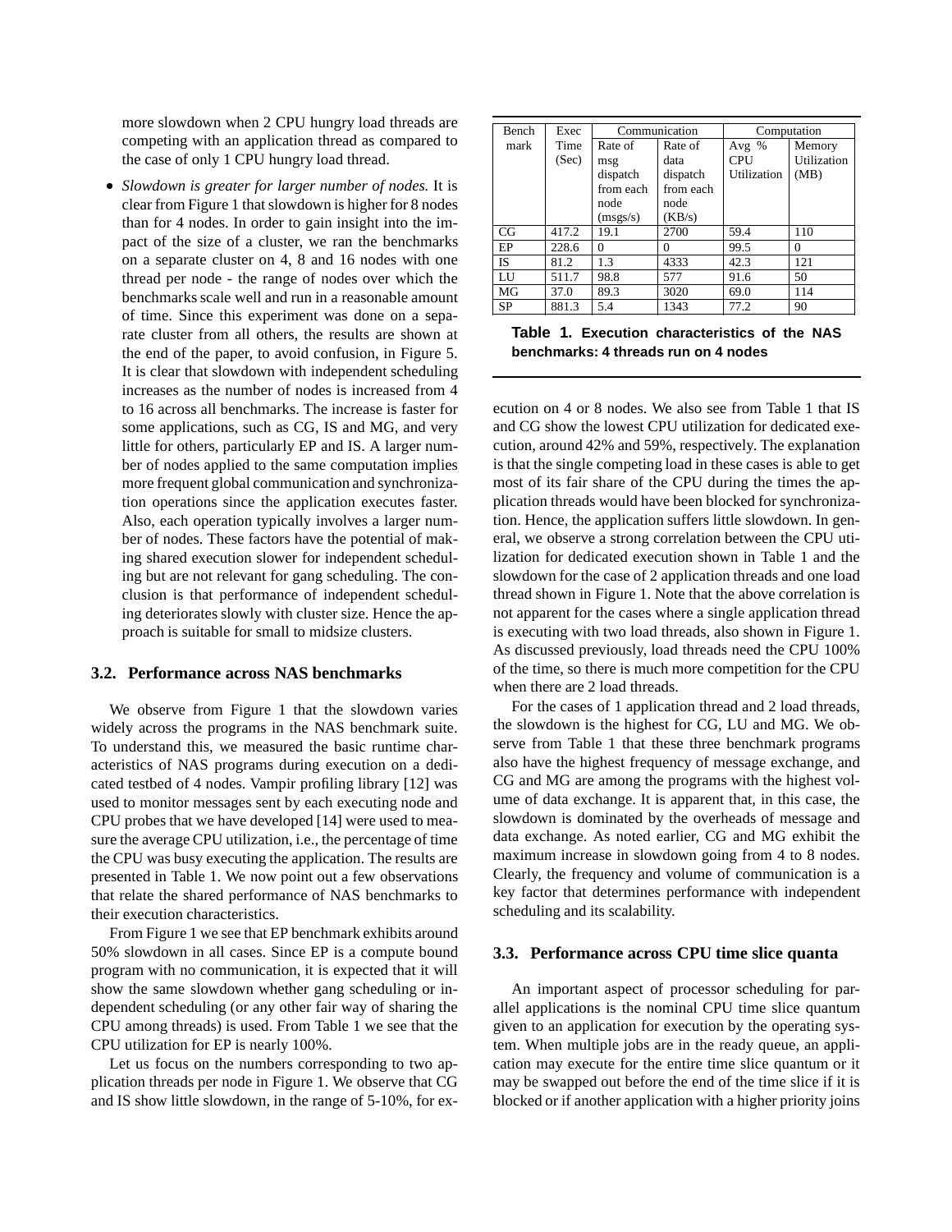more slowdown when 2 CPU hungry load threads are competing with an application thread as compared to the case of only 1 CPU hungry load thread.

- *Slowdown is greater for larger number of nodes.* It is clear from Figure 1 that slowdown is higher for 8 nodes than for 4 nodes. In order to gain insight into the impact of the size of a cluster, we ran the benchmarks on a separate cluster on 4, 8 and 16 nodes with one thread per node - the range of nodes over which the benchmarks scale well and run in a reasonable amount of time. Since this experiment was done on a separate cluster from all others, the results are shown at the end of the paper, to avoid confusion, in Figure 5. It is clear that slowdown with independent scheduling increases as the number of nodes is increased from 4 to 16 across all benchmarks. The increase is faster for some applications, such as CG, IS and MG, and very little for others, particularly EP and IS. A larger number of nodes applied to the same computation implies more frequent global communication and synchronization operations since the application executes faster. Also, each operation typically involves a larger number of nodes. These factors have the potential of making shared execution slower for independent scheduling but are not relevant for gang scheduling. The conclusion is that performance of independent scheduling deteriorates slowly with cluster size. Hence the approach is suitable for small to midsize clusters.

## 3.2. Performance across NAS benchmarks

We observe from Figure 1 that the slowdown varies widely across the programs in the NAS benchmark suite. To understand this, we measured the basic runtime characteristics of NAS programs during execution on a dedicated testbed of 4 nodes. Vampir profiling library [12] was used to monitor messages sent by each executing node and CPU probes that we have developed [14] were used to measure the average CPU utilization, i.e., the percentage of time the CPU was busy executing the application. The results are presented in Table 1. We now point out a few observations that relate the shared performance of NAS benchmarks to their execution characteristics.

From Figure 1 we see that EP benchmark exhibits around 50% slowdown in all cases. Since EP is a compute bound program with no communication, it is expected that it will show the same slowdown whether gang scheduling or independent scheduling (or any other fair way of sharing the CPU among threads) is used. From Table 1 we see that the CPU utilization for EP is nearly 100%.

Let us focus on the numbers corresponding to two application threads per node in Figure 1. We observe that CG and IS show little slowdown, in the range of 5-10%, for execution on 4 or 8 nodes. We also see from Table 1 that IS and CG show the lowest CPU utilization for dedicated execution, around 42% and 59%, respectively. The explanation is that the single competing load in these cases is able to get most of its fair share of the CPU during the times the application threads would have been blocked for synchronization. Hence, the application suffers little slowdown. In general, we observe a strong correlation between the CPU utilization for dedicated execution shown in Table 1 and the slowdown for the case of 2 application threads and one load thread shown in Figure 1. Note that the above correlation is not apparent for the cases where a single application thread is executing with two load threads, also shown in Figure 1. As discussed previously, load threads need the CPU 100% of the time, so there is much more competition for the CPU when there are 2 load threads.

| Benchmark | Exec Time (Sec) | Communication | | Computation | |
|---|---|---|---|---|---|
| | | Rate of msg dispatch from each node (msgs/s) | Rate of data dispatch from each node (KB/s) | Avg % CPU Utilization | Memory Utilization (MB) |
| CG | 417.2 | 19.1 | 2700 | 59.4 | 110 |
| EP | 228.6 | 0 | 0 | 99.5 | 0 |
| IS | 81.2 | 1.3 | 4333 | 42.3 | 121 |
| LU | 511.7 | 98.8 | 577 | 91.6 | 50 |
| MG | 37.0 | 89.3 | 3020 | 69.0 | 114 |
| SP | 881.3 | 5.4 | 1343 | 77.2 | 90 |

**Table 1. Execution characteristics of the NAS benchmarks: 4 threads run on 4 nodes**

For the cases of 1 application thread and 2 load threads, the slowdown is the highest for CG, LU and MG. We observe from Table 1 that these three benchmark programs also have the highest frequency of message exchange, and CG and MG are among the programs with the highest volume of data exchange. It is apparent that, in this case, the slowdown is dominated by the overheads of message and data exchange. As noted earlier, CG and MG exhibit the maximum increase in slowdown going from 4 to 8 nodes. Clearly, the frequency and volume of communication is a key factor that determines performance with independent scheduling and its scalability.

## 3.3. Performance across CPU time slice quanta

An important aspect of processor scheduling for parallel applications is the nominal CPU time slice quantum given to an application for execution by the operating system. When multiple jobs are in the ready queue, an application may execute for the entire time slice quantum or it may be swapped out before the end of the time slice if it is blocked or if another application with a higher priority joins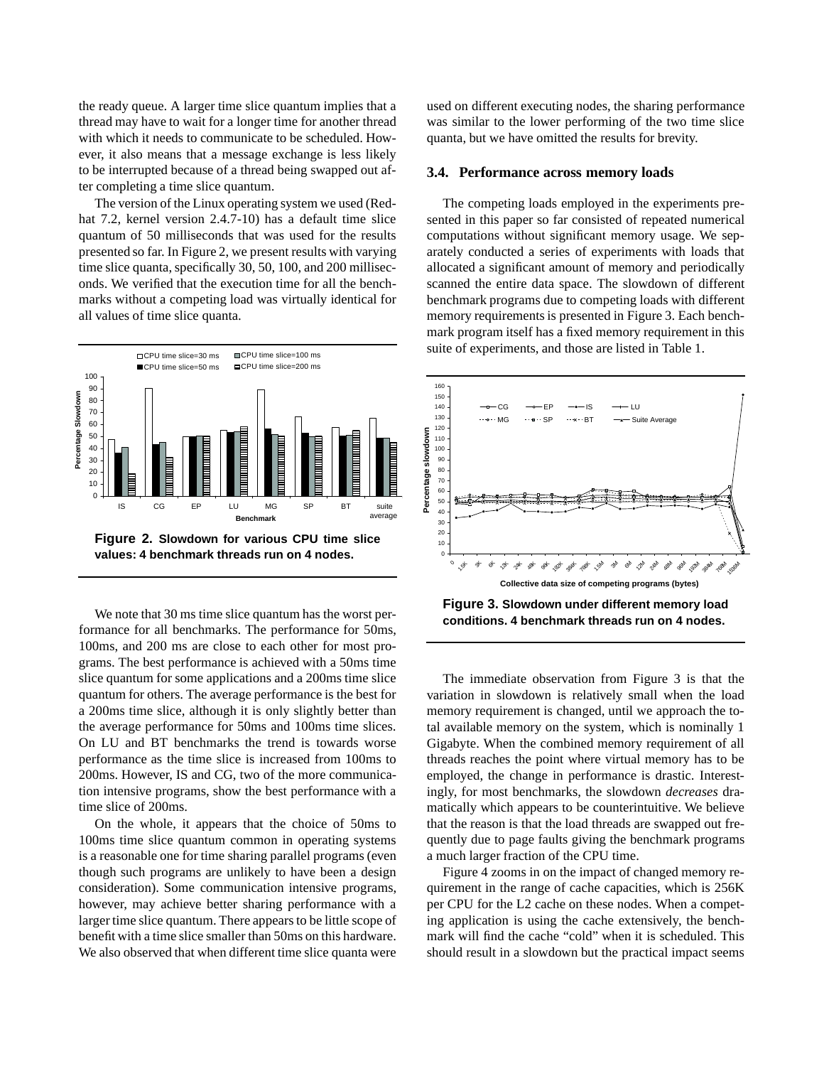the ready queue. A larger time slice quantum implies that a thread may have to wait for a longer time for another thread with which it needs to communicate to be scheduled. However, it also means that a message exchange is less likely to be interrupted because of a thread being swapped out after completing a time slice quantum.

The version of the Linux operating system we used (Redhat 7.2, kernel version 2.4.7-10) has a default time slice quantum of 50 milliseconds that was used for the results presented so far. In Figure 2, we present results with varying time slice quanta, specifically 30, 50, 100, and 200 milliseconds. We verified that the execution time for all the benchmarks without a competing load was virtually identical for all values of time slice quanta.

**Figure 2. Slowdown for various CPU time slice values: 4 benchmark threads run on 4 nodes.**

We note that 30 ms time slice quantum has the worst performance for all benchmarks. The performance for 50ms, 100ms, and 200 ms are close to each other for most programs. The best performance is achieved with a 50ms time slice quantum for some applications and a 200ms time slice quantum for others. The average performance is the best for a 200ms time slice, although it is only slightly better than the average performance for 50ms and 100ms time slices. On LU and BT benchmarks the trend is towards worse performance as the time slice is increased from 100ms to 200ms. However, IS and CG, two of the more communication intensive programs, show the best performance with a time slice of 200ms.

On the whole, it appears that the choice of 50ms to 100ms time slice quantum common in operating systems is a reasonable one for time sharing parallel programs (even though such programs are unlikely to have been a design consideration). Some communication intensive programs, however, may achieve better sharing performance with a larger time slice quantum. There appears to be little scope of benefit with a time slice smaller than 50ms on this hardware. We also observed that when different time slice quanta were used on different executing nodes, the sharing performance was similar to the lower performing of the two time slice quanta, but we have omitted the results for brevity.

### 3.4. Performance across memory loads

The competing loads employed in the experiments presented in this paper so far consisted of repeated numerical computations without significant memory usage. We separately conducted a series of experiments with loads that allocated a significant amount of memory and periodically scanned the entire data space. The slowdown of different benchmark programs due to competing loads with different memory requirements is presented in Figure 3. Each benchmark program itself has a fixed memory requirement in this suite of experiments, and those are listed in Table 1.

**Figure 3. Slowdown under different memory load conditions. 4 benchmark threads run on 4 nodes.**

The immediate observation from Figure 3 is that the variation in slowdown is relatively small when the load memory requirement is changed, until we approach the total available memory on the system, which is nominally 1 Gigabyte. When the combined memory requirement of all threads reaches the point where virtual memory has to be employed, the change in performance is drastic. Interestingly, for most benchmarks, the slowdown *decreases* dramatically which appears to be counterintuitive. We believe that the reason is that the load threads are swapped out frequently due to page faults giving the benchmark programs a much larger fraction of the CPU time.

Figure 4 zooms in on the impact of changed memory requirement in the range of cache capacities, which is 256K per CPU for the L2 cache on these nodes. When a competing application is using the cache extensively, the benchmark will find the cache "cold" when it is scheduled. This should result in a slowdown but the practical impact seems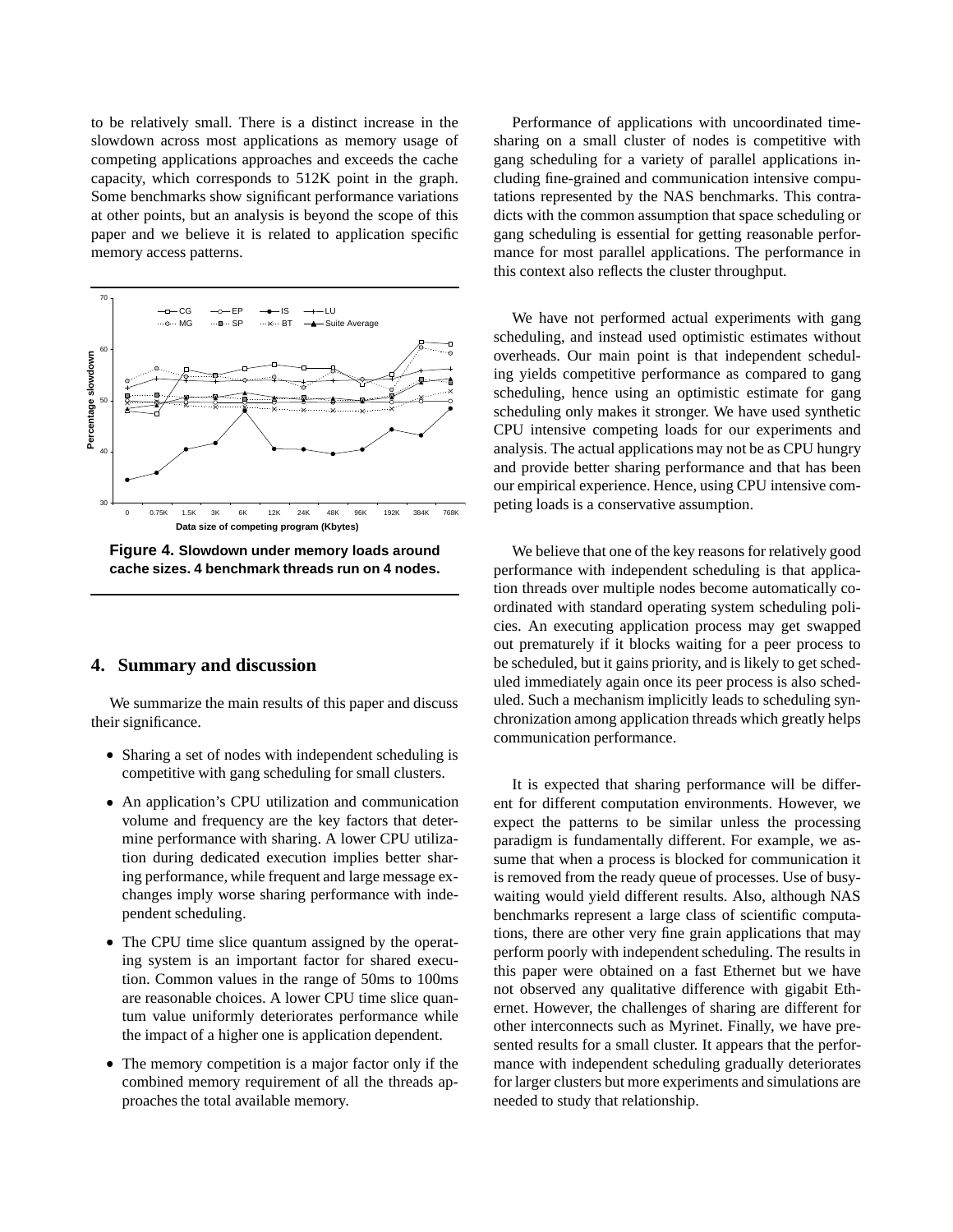to be relatively small. There is a distinct increase in the slowdown across most applications as memory usage of competing applications approaches and exceeds the cache capacity, which corresponds to 512K point in the graph. Some benchmarks show significant performance variations at other points, but an analysis is beyond the scope of this paper and we believe it is related to application specific memory access patterns.

**Figure 4. Slowdown under memory loads around cache sizes. 4 benchmark threads run on 4 nodes.**

## 4. Summary and discussion

We summarize the main results of this paper and discuss their significance.

- Sharing a set of nodes with independent scheduling is competitive with gang scheduling for small clusters.
- An application's CPU utilization and communication volume and frequency are the key factors that determine performance with sharing. A lower CPU utilization during dedicated execution implies better sharing performance, while frequent and large message exchanges imply worse sharing performance with independent scheduling.
- The CPU time slice quantum assigned by the operating system is an important factor for shared execution. Common values in the range of 50ms to 100ms are reasonable choices. A lower CPU time slice quantum value uniformly deteriorates performance while the impact of a higher one is application dependent.
- The memory competition is a major factor only if the combined memory requirement of all the threads approaches the total available memory.

Performance of applications with uncoordinated timesharing on a small cluster of nodes is competitive with gang scheduling for a variety of parallel applications including fine-grained and communication intensive computations represented by the NAS benchmarks. This contradicts with the common assumption that space scheduling or gang scheduling is essential for getting reasonable performance for most parallel applications. The performance in this context also reflects the cluster throughput.

We have not performed actual experiments with gang scheduling, and instead used optimistic estimates without overheads. Our main point is that independent scheduling yields competitive performance as compared to gang scheduling, hence using an optimistic estimate for gang scheduling only makes it stronger. We have used synthetic CPU intensive competing loads for our experiments and analysis. The actual applications may not be as CPU hungry and provide better sharing performance and that has been our empirical experience. Hence, using CPU intensive competing loads is a conservative assumption.

We believe that one of the key reasons for relatively good performance with independent scheduling is that application threads over multiple nodes become automatically coordinated with standard operating system scheduling policies. An executing application process may get swapped out prematurely if it blocks waiting for a peer process to be scheduled, but it gains priority, and is likely to get scheduled immediately again once its peer process is also scheduled. Such a mechanism implicitly leads to scheduling synchronization among application threads which greatly helps communication performance.

It is expected that sharing performance will be different for different computation environments. However, we expect the patterns to be similar unless the processing paradigm is fundamentally different. For example, we assume that when a process is blocked for communication it is removed from the ready queue of processes. Use of busy-waiting would yield different results. Also, although NAS benchmarks represent a large class of scientific computations, there are other very fine grain applications that may perform poorly with independent scheduling. The results in this paper were obtained on a fast Ethernet but we have not observed any qualitative difference with gigabit Ethernet. However, the challenges of sharing are different for other interconnects such as Myrinet. Finally, we have presented results for a small cluster. It appears that the performance with independent scheduling gradually deteriorates for larger clusters but more experiments and simulations are needed to study that relationship.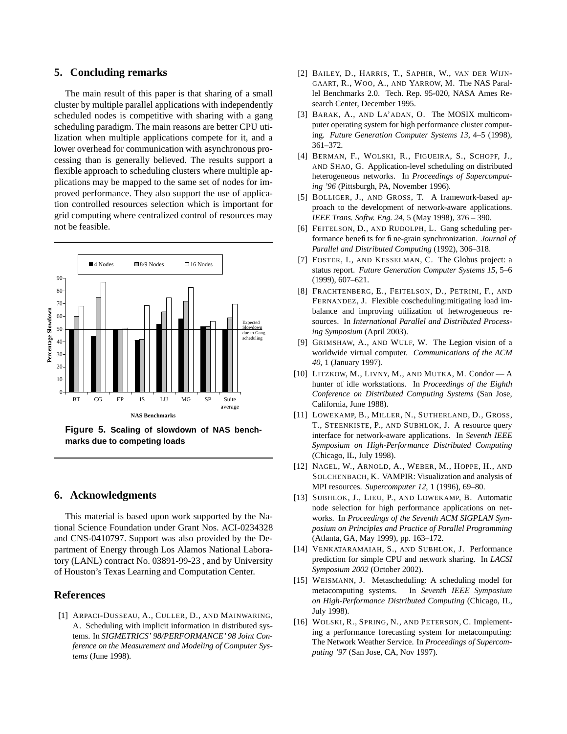## 5. Concluding remarks

The main result of this paper is that sharing of a small cluster by multiple parallel applications with independently scheduled nodes is competitive with sharing with a gang scheduling paradigm. The main reasons are better CPU utilization when multiple applications compete for it, and a lower overhead for communication with asynchronous processing than is generally believed. The results support a flexible approach to scheduling clusters where multiple applications may be mapped to the same set of nodes for improved performance. They also support the use of application controlled resources selection which is important for grid computing where centralized control of resources may not be feasible.

4 Nodes
8/9 Nodes
16 Nodes

Percentage Slowdown

0
10
20
30
40
50
60
70
80
90

BT CG EP IS LU MG SP Suite average

NAS Benchmarks

Expected Slowdown due to Gang scheduling

**Figure 5. Scaling of slowdown of NAS benchmarks due to competing loads**

## 6. Acknowledgments

This material is based upon work supported by the National Science Foundation under Grant Nos. ACI-0234328 and CNS-0410797. Support was also provided by the Department of Energy through Los Alamos National Laboratory (LANL) contract No. 03891-99-23 , and by University of Houston's Texas Learning and Computation Center.

## References

[1] ARPACI-DUSSEAU, A., CULLER, D., AND MAINWARING, A. Scheduling with implicit information in distributed systems. In *SIGMETRICS' 98/PERFORMANCE' 98 Joint Conference on the Measurement and Modeling of Computer Systems* (June 1998).

[2] BAILEY, D., HARRIS, T., SAPHIR, W., VAN DER WIJNGAART, R., WOO, A., AND YARROW, M. The NAS Parallel Benchmarks 2.0. Tech. Rep. 95-020, NASA Ames Research Center, December 1995.

[3] BARAK, A., AND LA'ADAN, O. The MOSIX multicomputer operating system for high performance cluster computing. *Future Generation Computer Systems 13*, 4–5 (1998), 361–372.

[4] BERMAN, F., WOLSKI, R., FIGUEIRA, S., SCHOPF, J., AND SHAO, G. Application-level scheduling on distributed heterogeneous networks. In *Proceedings of Supercomputing '96* (Pittsburgh, PA, November 1996).

[5] BOLLIGER, J., AND GROSS, T. A framework-based approach to the development of network-aware applications. *IEEE Trans. Softw. Eng. 24*, 5 (May 1998), 376 – 390.

[6] FEITELSON, D., AND RUDOLPH, L. Gang scheduling performance benefits for fine-grain synchronization. *Journal of Parallel and Distributed Computing* (1992), 306–318.

[7] FOSTER, I., AND KESSELMAN, C. The Globus project: a status report. *Future Generation Computer Systems 15*, 5–6 (1999), 607–621.

[8] FRACHTENBERG, E., FEITELSON, D., PETRINI, F., AND FERNANDEZ, J. Flexible coscheduling:mitigating load imbalance and improving utilization of hetwrogeneous resources. In *International Parallel and Distributed Processing Symposium* (April 2003).

[9] GRIMSHAW, A., AND WULF, W. The Legion vision of a worldwide virtual computer. *Communications of the ACM 40*, 1 (January 1997).

[10] LITZKOW, M., LIVNY, M., AND MUTKA, M. Condor — A hunter of idle workstations. In *Proceedings of the Eighth Conference on Distributed Computing Systems* (San Jose, California, June 1988).

[11] LOWEKAMP, B., MILLER, N., SUTHERLAND, D., GROSS, T., STEENKISTE, P., AND SUBHLOK, J. A resource query interface for network-aware applications. In *Seventh IEEE Symposium on High-Performance Distributed Computing* (Chicago, IL, July 1998).

[12] NAGEL, W., ARNOLD, A., WEBER, M., HOPPE, H., AND SOLCHENBACH, K. VAMPIR: Visualization and analysis of MPI resources. *Supercomputer 12*, 1 (1996), 69–80.

[13] SUBHLOK, J., LIEU, P., AND LOWEKAMP, B. Automatic node selection for high performance applications on networks. In *Proceedings of the Seventh ACM SIGPLAN Symposium on Principles and Practice of Parallel Programming* (Atlanta, GA, May 1999), pp. 163–172.

[14] VENKATARAMAIAH, S., AND SUBHLOK, J. Performance prediction for simple CPU and network sharing. In *LACSI Symposium 2002* (October 2002).

[15] WEISMANN, J. Metascheduling: A scheduling model for metacomputing systems. In *Seventh IEEE Symposium on High-Performance Distributed Computing* (Chicago, IL, July 1998).

[16] WOLSKI, R., SPRING, N., AND PETERSON, C. Implementing a performance forecasting system for metacomputing: The Network Weather Service. In *Proceedings of Supercomputing '97* (San Jose, CA, Nov 1997).